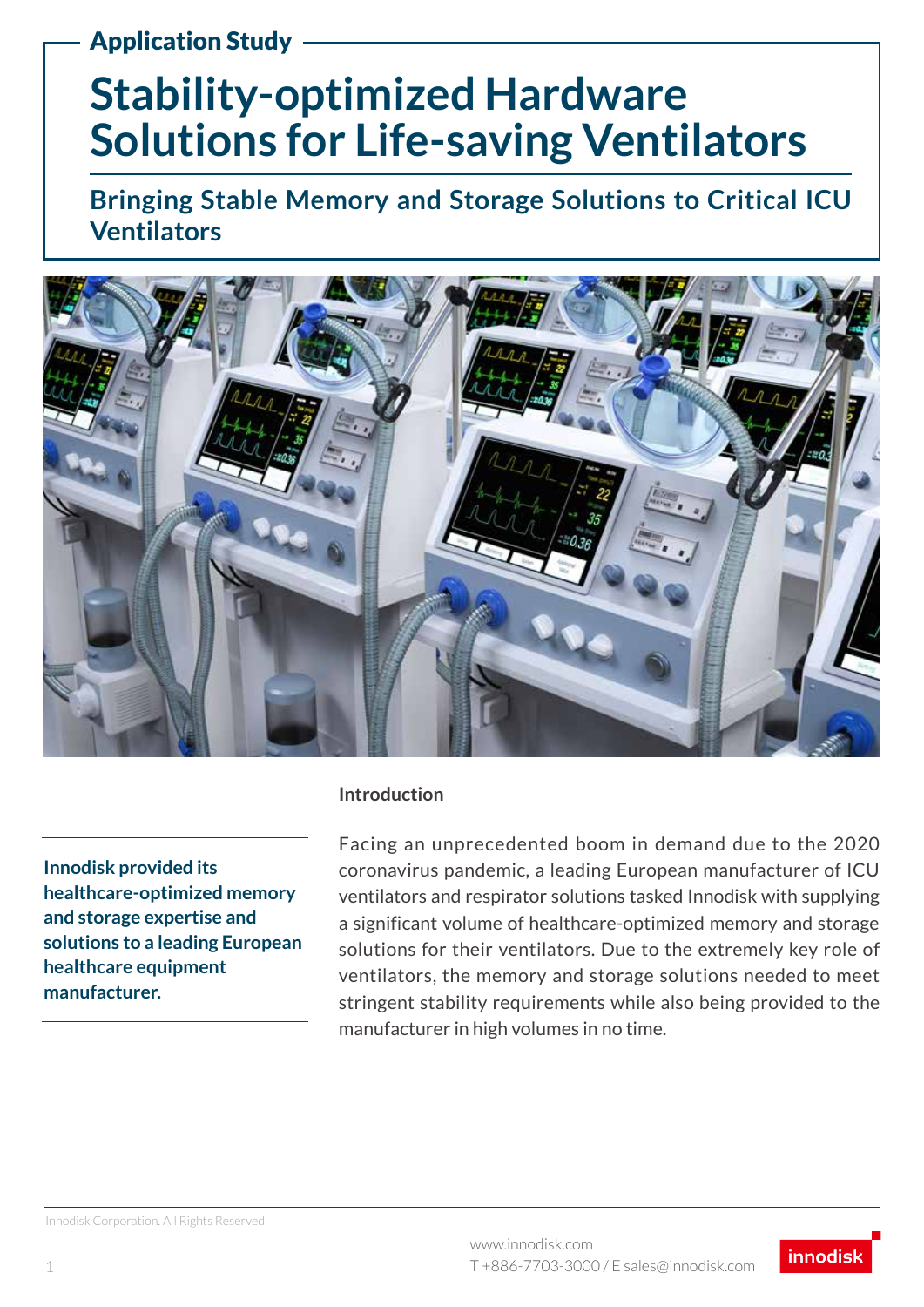Application Study

# Stability-optimized Hardware Solutions for Life-saving Ventilators

## Bringing Stable Memory and Storage Solutions to Critical ICU Ventilators

**Innodisk provided its healthcare-optimized memory and storage expertise and solutions to a leading European healthcare equipment manufacturer.**

### Introduction

Facing an unprecedented boom in demand due to the 2020 coronavirus pandemic, a leading European manufacturer of ICU ventilators and respirator solutions tasked Innodisk with supplying a significant volume of healthcare-optimized memory and storage solutions for their ventilators. Due to the extremely key role of ventilators, the memory and storage solutions needed to meet stringent stability requirements while also being provided to the manufacturer in high volumes in no time.

Innodisk Corporation. All Rights Reserved

www.innodisk.com
T +886-7703-3000 / E sales@innodisk.com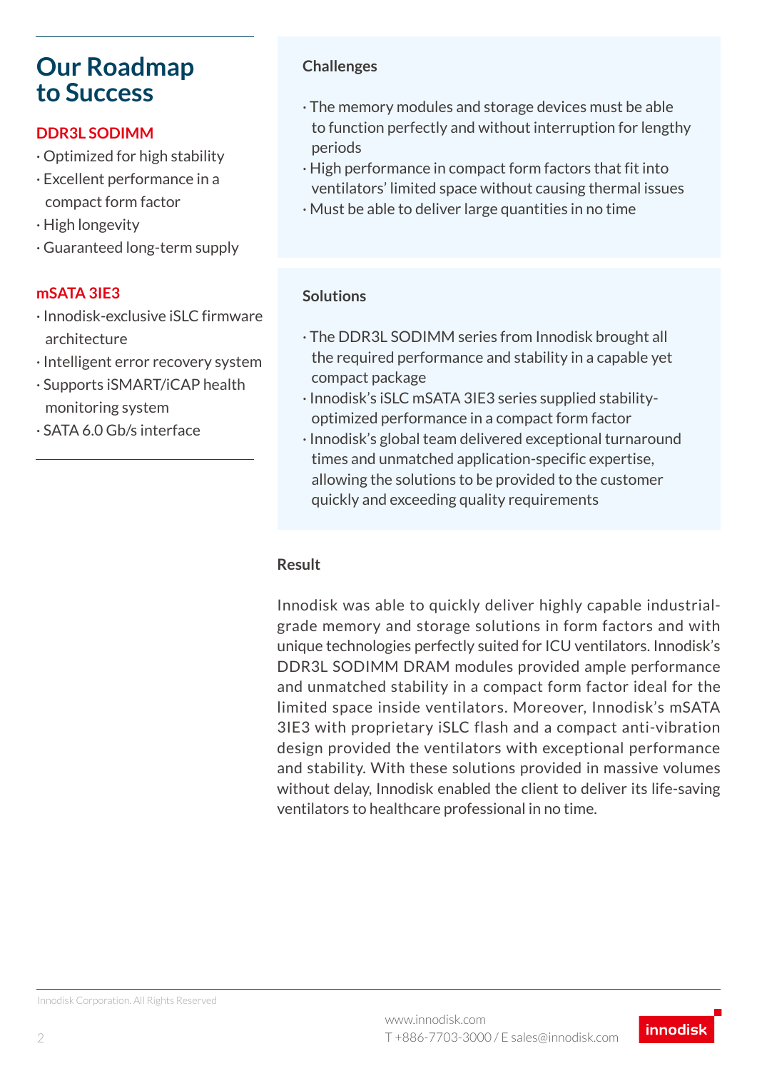# Our Roadmap to Success

### DDR3L SODIMM

- Optimized for high stability
- Excellent performance in a compact form factor
- High longevity
- Guaranteed long-term supply

### mSATA 3IE3

- Innodisk-exclusive iSLC firmware architecture
- Intelligent error recovery system
- Supports iSMART/iCAP health monitoring system
- SATA 6.0 Gb/s interface

## Challenges

- The memory modules and storage devices must be able to function perfectly and without interruption for lengthy periods
- High performance in compact form factors that fit into ventilators' limited space without causing thermal issues
- Must be able to deliver large quantities in no time

## Solutions

- The DDR3L SODIMM series from Innodisk brought all the required performance and stability in a capable yet compact package
- Innodisk's iSLC mSATA 3IE3 series supplied stability-optimized performance in a compact form factor
- Innodisk's global team delivered exceptional turnaround times and unmatched application-specific expertise, allowing the solutions to be provided to the customer quickly and exceeding quality requirements

## Result

Innodisk was able to quickly deliver highly capable industrial-grade memory and storage solutions in form factors and with unique technologies perfectly suited for ICU ventilators. Innodisk's DDR3L SODIMM DRAM modules provided ample performance and unmatched stability in a compact form factor ideal for the limited space inside ventilators. Moreover, Innodisk's mSATA 3IE3 with proprietary iSLC flash and a compact anti-vibration design provided the ventilators with exceptional performance and stability. With these solutions provided in massive volumes without delay, Innodisk enabled the client to deliver its life-saving ventilators to healthcare professional in no time.

Innodisk Corporation. All Rights Reserved

www.innodisk.com
T +886-7703-3000 / E sales@innodisk.com